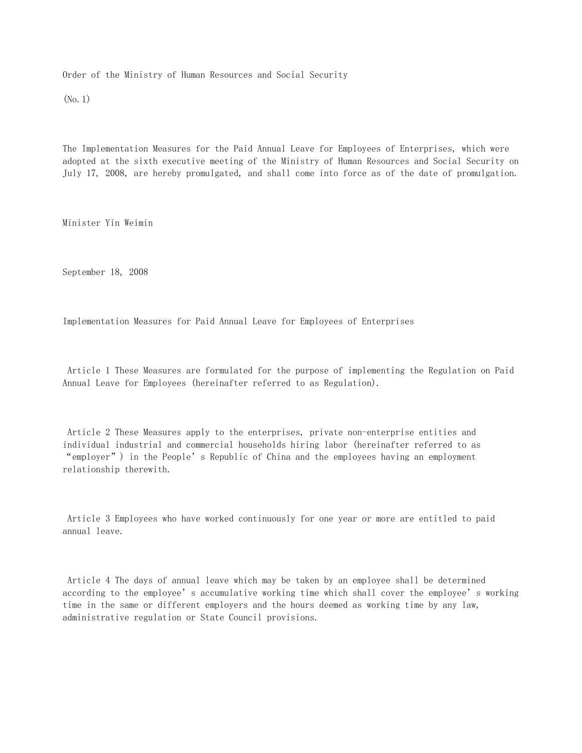Order of the Ministry of Human Resources and Social Security

(No.1)

The Implementation Measures for the Paid Annual Leave for Employees of Enterprises, which were adopted at the sixth executive meeting of the Ministry of Human Resources and Social Security on July 17, 2008, are hereby promulgated, and shall come into force as of the date of promulgation.

Minister Yin Weimin

September 18, 2008

# Implementation Measures for Paid Annual Leave for Employees of Enterprises

Article 1 These Measures are formulated for the purpose of implementing the Regulation on Paid Annual Leave for Employees (hereinafter referred to as Regulation).

Article 2 These Measures apply to the enterprises, private non-enterprise entities and individual industrial and commercial households hiring labor (hereinafter referred to as “employer”) in the People’s Republic of China and the employees having an employment relationship therewith.

Article 3 Employees who have worked continuously for one year or more are entitled to paid annual leave.

Article 4 The days of annual leave which may be taken by an employee shall be determined according to the employee’s accumulative working time which shall cover the employee’s working time in the same or different employers and the hours deemed as working time by any law, administrative regulation or State Council provisions.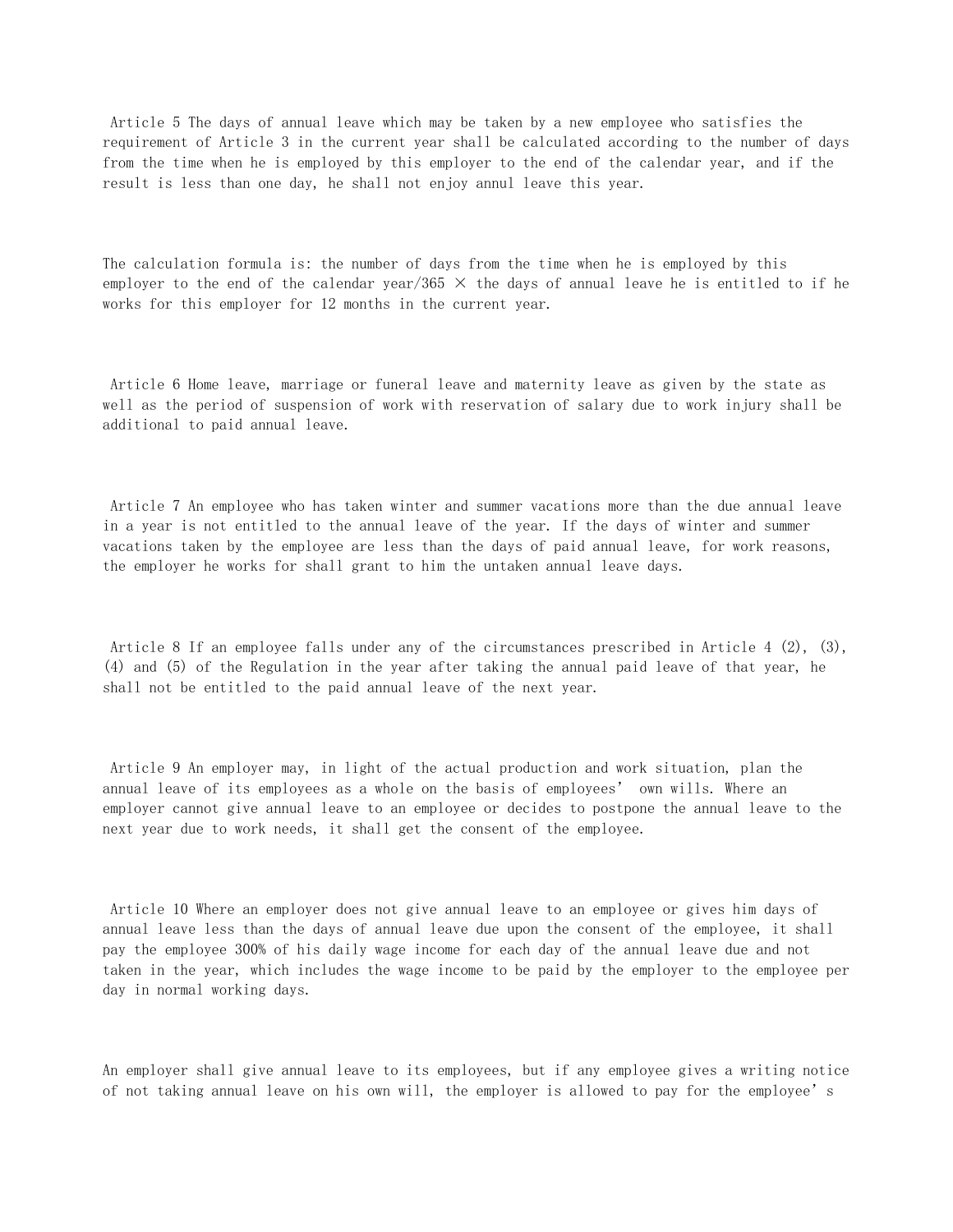Article 5 The days of annual leave which may be taken by a new employee who satisfies the requirement of Article 3 in the current year shall be calculated according to the number of days from the time when he is employed by this employer to the end of the calendar year, and if the result is less than one day, he shall not enjoy annul leave this year.

The calculation formula is: the number of days from the time when he is employed by this employer to the end of the calendar year/365 × the days of annual leave he is entitled to if he works for this employer for 12 months in the current year.

Article 6 Home leave, marriage or funeral leave and maternity leave as given by the state as well as the period of suspension of work with reservation of salary due to work injury shall be additional to paid annual leave.

Article 7 An employee who has taken winter and summer vacations more than the due annual leave in a year is not entitled to the annual leave of the year. If the days of winter and summer vacations taken by the employee are less than the days of paid annual leave, for work reasons, the employer he works for shall grant to him the untaken annual leave days.

Article 8 If an employee falls under any of the circumstances prescribed in Article 4 (2), (3), (4) and (5) of the Regulation in the year after taking the annual paid leave of that year, he shall not be entitled to the paid annual leave of the next year.

Article 9 An employer may, in light of the actual production and work situation, plan the annual leave of its employees as a whole on the basis of employees' own wills. Where an employer cannot give annual leave to an employee or decides to postpone the annual leave to the next year due to work needs, it shall get the consent of the employee.

Article 10 Where an employer does not give annual leave to an employee or gives him days of annual leave less than the days of annual leave due upon the consent of the employee, it shall pay the employee 300% of his daily wage income for each day of the annual leave due and not taken in the year, which includes the wage income to be paid by the employer to the employee per day in normal working days.

An employer shall give annual leave to its employees, but if any employee gives a writing notice of not taking annual leave on his own will, the employer is allowed to pay for the employee's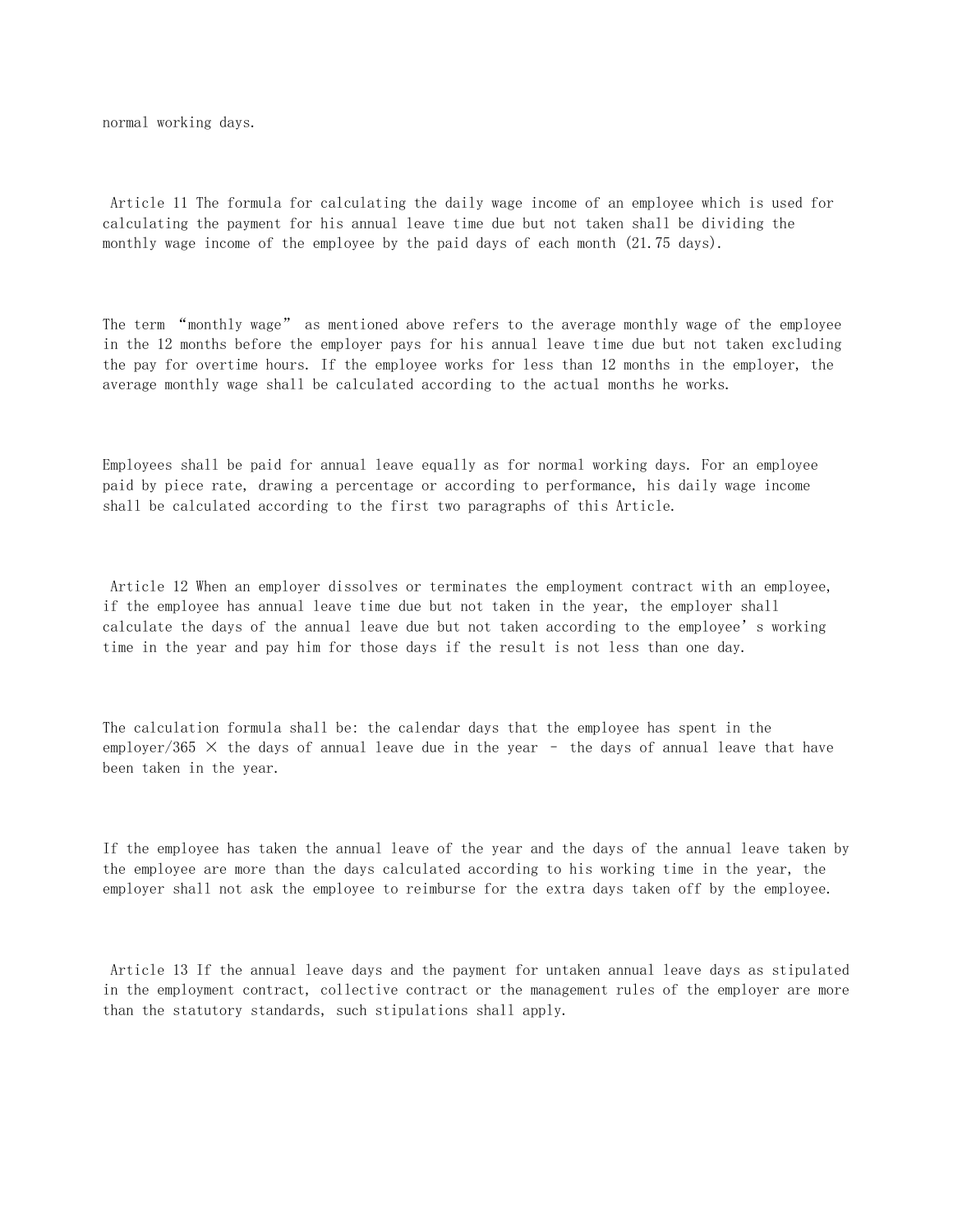normal working days.

Article 11 The formula for calculating the daily wage income of an employee which is used for calculating the payment for his annual leave time due but not taken shall be dividing the monthly wage income of the employee by the paid days of each month (21.75 days).

The term "monthly wage" as mentioned above refers to the average monthly wage of the employee in the 12 months before the employer pays for his annual leave time due but not taken excluding the pay for overtime hours. If the employee works for less than 12 months in the employer, the average monthly wage shall be calculated according to the actual months he works.

Employees shall be paid for annual leave equally as for normal working days. For an employee paid by piece rate, drawing a percentage or according to performance, his daily wage income shall be calculated according to the first two paragraphs of this Article.

Article 12 When an employer dissolves or terminates the employment contract with an employee, if the employee has annual leave time due but not taken in the year, the employer shall calculate the days of the annual leave due but not taken according to the employee's working time in the year and pay him for those days if the result is not less than one day.

The calculation formula shall be: the calendar days that the employee has spent in the employer/365 × the days of annual leave due in the year – the days of annual leave that have been taken in the year.

If the employee has taken the annual leave of the year and the days of the annual leave taken by the employee are more than the days calculated according to his working time in the year, the employer shall not ask the employee to reimburse for the extra days taken off by the employee.

Article 13 If the annual leave days and the payment for untaken annual leave days as stipulated in the employment contract, collective contract or the management rules of the employer are more than the statutory standards, such stipulations shall apply.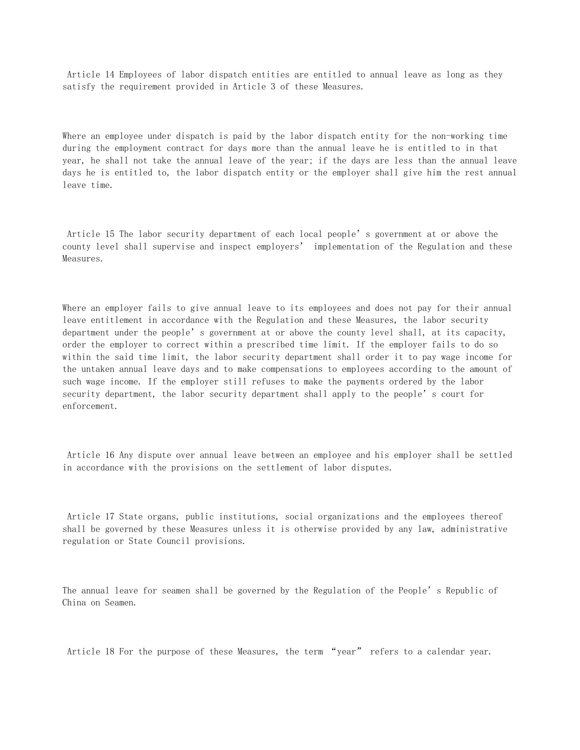Article 14 Employees of labor dispatch entities are entitled to annual leave as long as they satisfy the requirement provided in Article 3 of these Measures.

Where an employee under dispatch is paid by the labor dispatch entity for the non-working time during the employment contract for days more than the annual leave he is entitled to in that year, he shall not take the annual leave of the year; if the days are less than the annual leave days he is entitled to, the labor dispatch entity or the employer shall give him the rest annual leave time.

Article 15 The labor security department of each local people's government at or above the county level shall supervise and inspect employers' implementation of the Regulation and these Measures.

Where an employer fails to give annual leave to its employees and does not pay for their annual leave entitlement in accordance with the Regulation and these Measures, the labor security department under the people's government at or above the county level shall, at its capacity, order the employer to correct within a prescribed time limit. If the employer fails to do so within the said time limit, the labor security department shall order it to pay wage income for the untaken annual leave days and to make compensations to employees according to the amount of such wage income. If the employer still refuses to make the payments ordered by the labor security department, the labor security department shall apply to the people's court for enforcement.

Article 16 Any dispute over annual leave between an employee and his employer shall be settled in accordance with the provisions on the settlement of labor disputes.

Article 17 State organs, public institutions, social organizations and the employees thereof shall be governed by these Measures unless it is otherwise provided by any law, administrative regulation or State Council provisions.

The annual leave for seamen shall be governed by the Regulation of the People's Republic of China on Seamen.

Article 18 For the purpose of these Measures, the term "year" refers to a calendar year.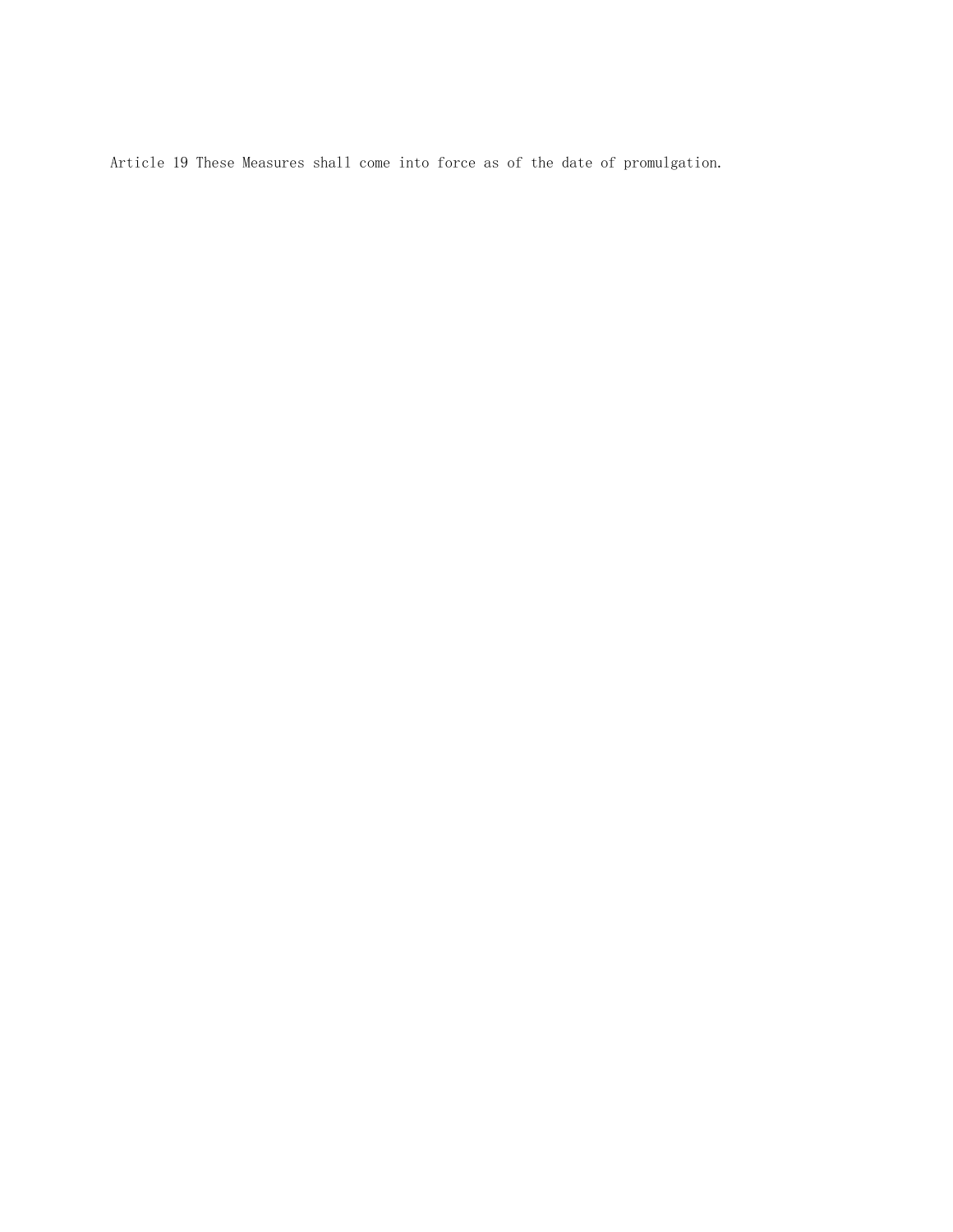Article 19 These Measures shall come into force as of the date of promulgation.